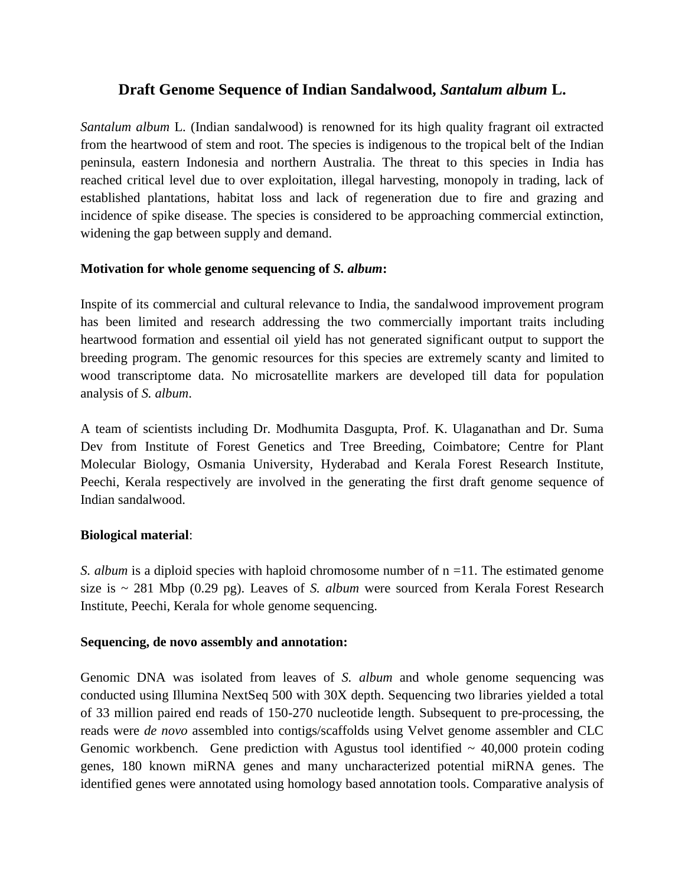# Draft Genome Sequence of Indian Sandalwood, *Santalum album* L.

*Santalum album* L. (Indian sandalwood) is renowned for its high quality fragrant oil extracted from the heartwood of stem and root. The species is indigenous to the tropical belt of the Indian peninsula, eastern Indonesia and northern Australia. The threat to this species in India has reached critical level due to over exploitation, illegal harvesting, monopoly in trading, lack of established plantations, habitat loss and lack of regeneration due to fire and grazing and incidence of spike disease. The species is considered to be approaching commercial extinction, widening the gap between supply and demand.

**Motivation for whole genome sequencing of *S. album*:**

Inspite of its commercial and cultural relevance to India, the sandalwood improvement program has been limited and research addressing the two commercially important traits including heartwood formation and essential oil yield has not generated significant output to support the breeding program. The genomic resources for this species are extremely scanty and limited to wood transcriptome data. No microsatellite markers are developed till data for population analysis of *S. album*.

A team of scientists including Dr. Modhumita Dasgupta, Prof. K. Ulaganathan and Dr. Suma Dev from Institute of Forest Genetics and Tree Breeding, Coimbatore; Centre for Plant Molecular Biology, Osmania University, Hyderabad and Kerala Forest Research Institute, Peechi, Kerala respectively are involved in the generating the first draft genome sequence of Indian sandalwood.

**Biological material**:

*S. album* is a diploid species with haploid chromosome number of n =11. The estimated genome size is ~ 281 Mbp (0.29 pg). Leaves of *S. album* were sourced from Kerala Forest Research Institute, Peechi, Kerala for whole genome sequencing.

**Sequencing, de novo assembly and annotation:**

Genomic DNA was isolated from leaves of *S. album* and whole genome sequencing was conducted using Illumina NextSeq 500 with 30X depth. Sequencing two libraries yielded a total of 33 million paired end reads of 150-270 nucleotide length. Subsequent to pre-processing, the reads were *de novo* assembled into contigs/scaffolds using Velvet genome assembler and CLC Genomic workbench. Gene prediction with Agustus tool identified ~ 40,000 protein coding genes, 180 known miRNA genes and many uncharacterized potential miRNA genes. The identified genes were annotated using homology based annotation tools. Comparative analysis of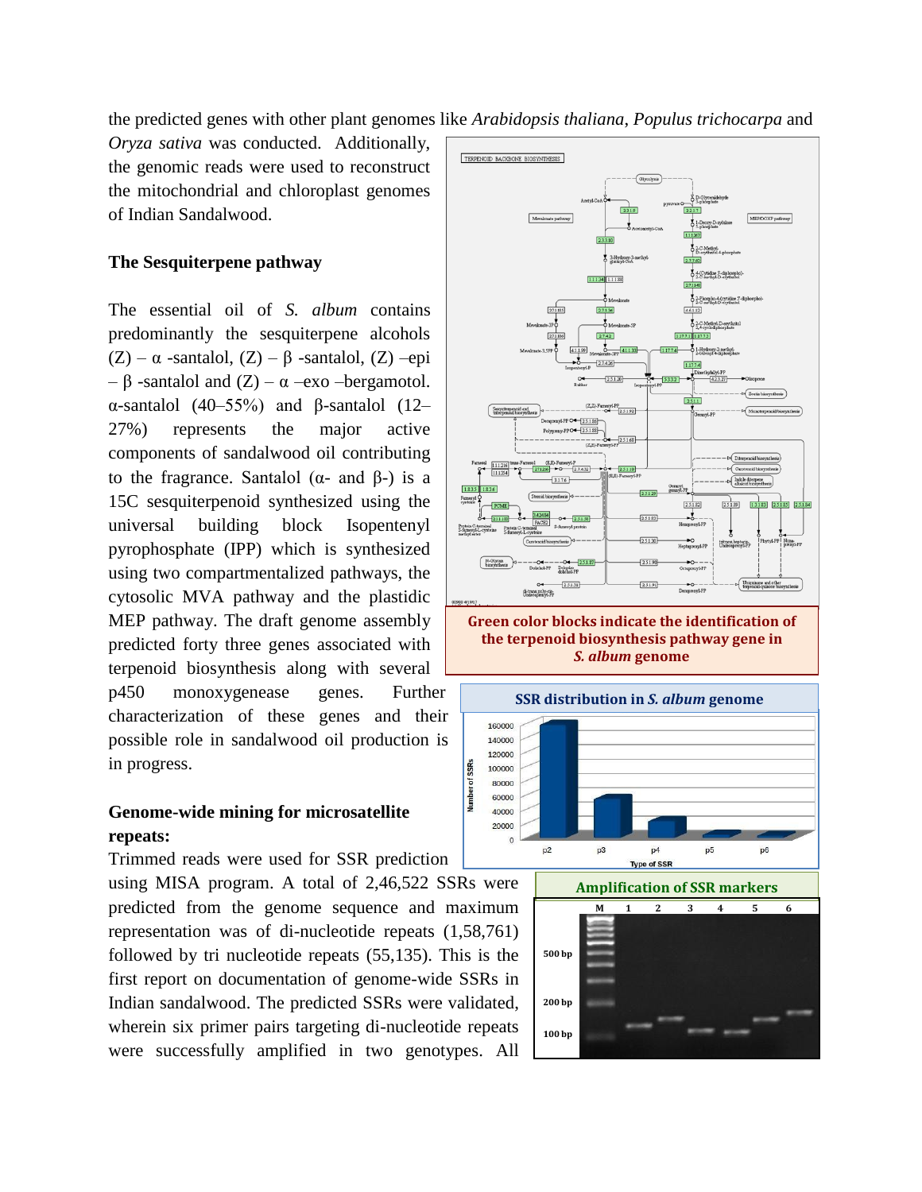the predicted genes with other plant genomes like *Arabidopsis thaliana*, *Populus trichocarpa* and *Oryza sativa* was conducted. Additionally, the genomic reads were used to reconstruct the mitochondrial and chloroplast genomes of Indian Sandalwood.

### The Sesquiterpene pathway

The essential oil of *S. album* contains predominantly the sesquiterpene alcohols (Z) – α -santalol, (Z) – β -santalol, (Z) –epi – β -santalol and (Z) – α –exo –bergamotol. α-santalol (40–55%) and β-santalol (12–27%) represents the major active components of sandalwood oil contributing to the fragrance. Santalol (α- and β-) is a 15C sesquiterpenoid synthesized using the universal building block Isopentenyl pyrophosphate (IPP) which is synthesized using two compartmentalized pathways, the cytosolic MVA pathway and the plastidic MEP pathway. The draft genome assembly predicted forty three genes associated with terpenoid biosynthesis along with several p450 monoxygenease genes. Further characterization of these genes and their possible role in sandalwood oil production is in progress.

**Green color blocks indicate the identification of the terpenoid biosynthesis pathway gene in *S. album* genome**

### Genome-wide mining for microsatellite repeats:

Trimmed reads were used for SSR prediction using MISA program. A total of 2,46,522 SSRs were predicted from the genome sequence and maximum representation was of di-nucleotide repeats (1,58,761) followed by tri nucleotide repeats (55,135). This is the first report on documentation of genome-wide SSRs in Indian sandalwood. The predicted SSRs were validated, wherein six primer pairs targeting di-nucleotide repeats were successfully amplified in two genotypes. All

**SSR distribution in *S. album* genome**

**Amplification of SSR markers**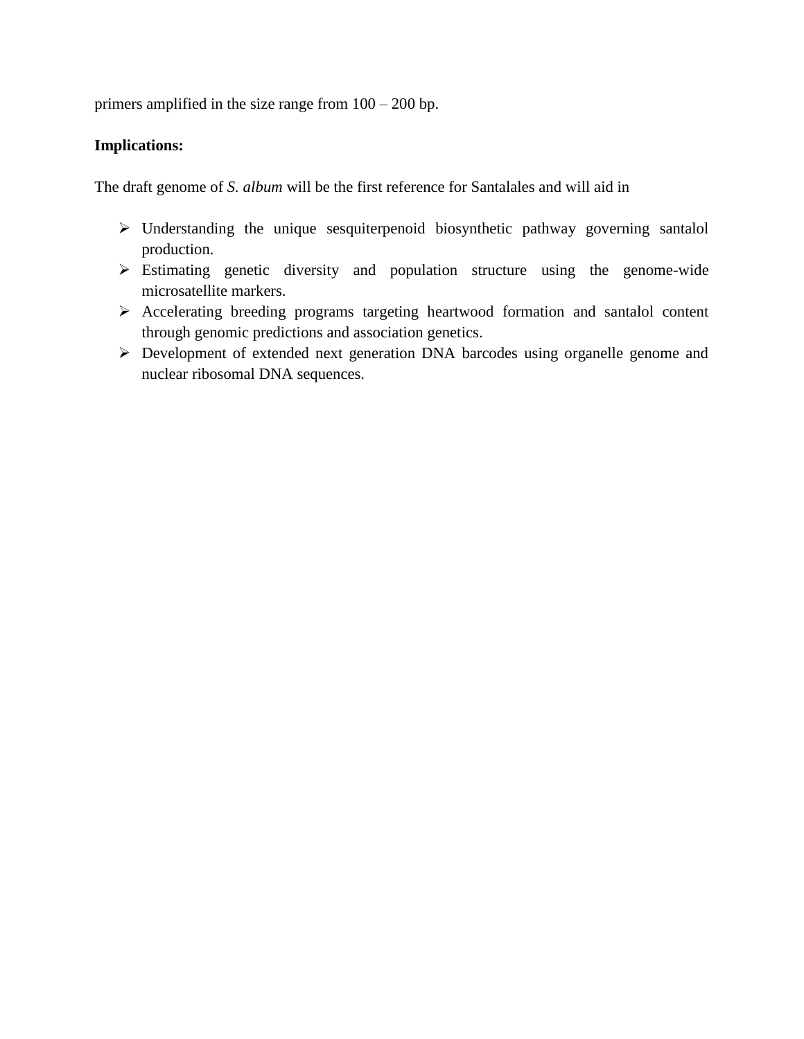primers amplified in the size range from 100 – 200 bp.

**Implications:**

The draft genome of *S. album* will be the first reference for Santalales and will aid in

- Understanding the unique sesquiterpenoid biosynthetic pathway governing santalol production.
- Estimating genetic diversity and population structure using the genome-wide microsatellite markers.
- Accelerating breeding programs targeting heartwood formation and santalol content through genomic predictions and association genetics.
- Development of extended next generation DNA barcodes using organelle genome and nuclear ribosomal DNA sequences.